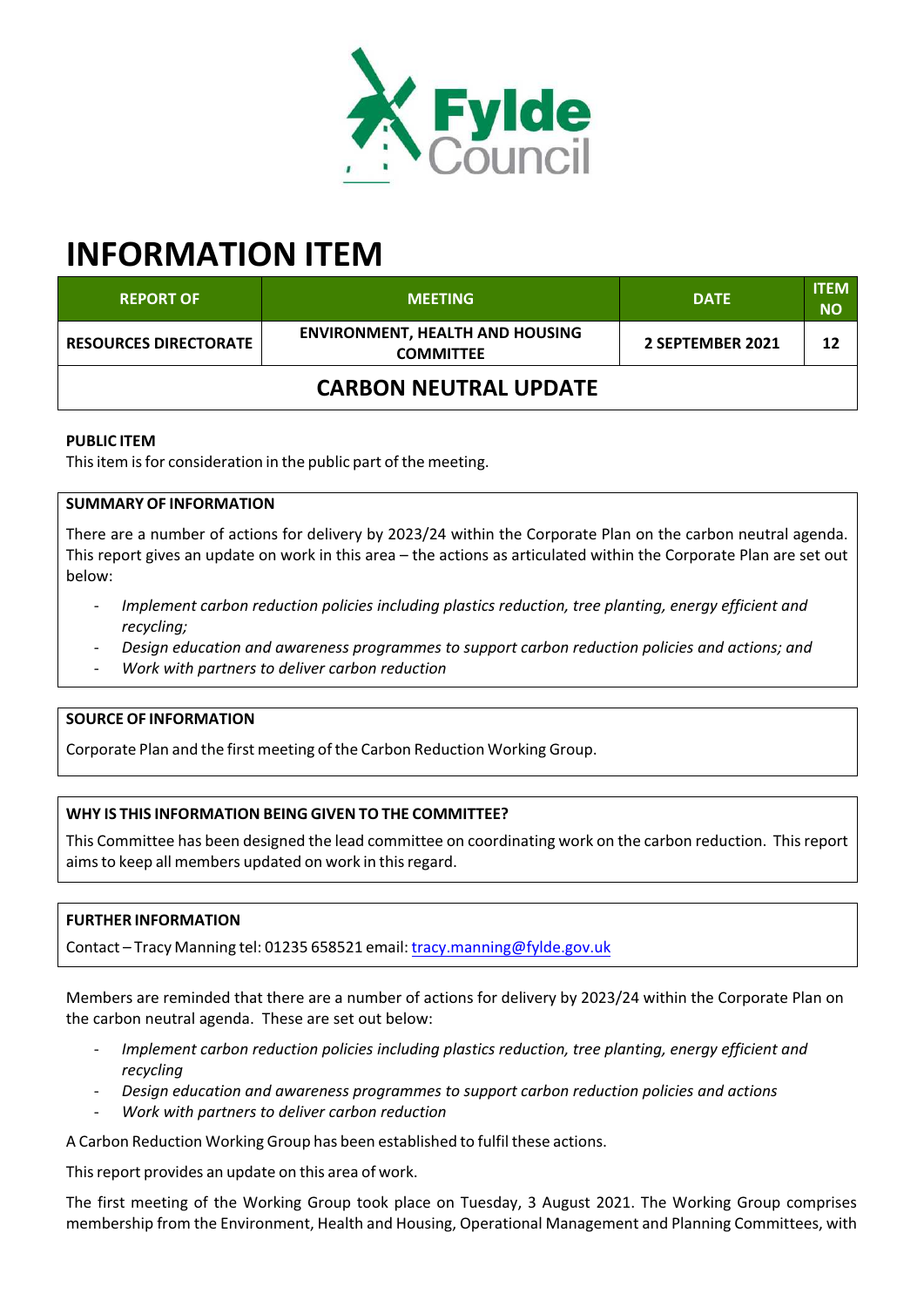# INFORMATION ITEM

| REPORT OF | MEETING | DATE | ITEM NO |
|---|---|---|---|
| RESOURCES DIRECTORATE | ENVIRONMENT, HEALTH AND HOUSING COMMITTEE | 2 SEPTEMBER 2021 | 12 |
| CARBON NEUTRAL UPDATE | | | |

**PUBLIC ITEM**

This item is for consideration in the public part of the meeting.

**SUMMARY OF INFORMATION**

There are a number of actions for delivery by 2023/24 within the Corporate Plan on the carbon neutral agenda. This report gives an update on work in this area – the actions as articulated within the Corporate Plan are set out below:

- *Implement carbon reduction policies including plastics reduction, tree planting, energy efficient and recycling;*
- *Design education and awareness programmes to support carbon reduction policies and actions; and*
- *Work with partners to deliver carbon reduction*

**SOURCE OF INFORMATION**

Corporate Plan and the first meeting of the Carbon Reduction Working Group.

**WHY IS THIS INFORMATION BEING GIVEN TO THE COMMITTEE?**

This Committee has been designed the lead committee on coordinating work on the carbon reduction. This report aims to keep all members updated on work in this regard.

**FURTHER INFORMATION**

Contact – Tracy Manning tel: 01235 658521 email: tracy.manning@fylde.gov.uk

Members are reminded that there are a number of actions for delivery by 2023/24 within the Corporate Plan on the carbon neutral agenda. These are set out below:

- *Implement carbon reduction policies including plastics reduction, tree planting, energy efficient and recycling*
- *Design education and awareness programmes to support carbon reduction policies and actions*
- *Work with partners to deliver carbon reduction*

A Carbon Reduction Working Group has been established to fulfil these actions.

This report provides an update on this area of work.

The first meeting of the Working Group took place on Tuesday, 3 August 2021. The Working Group comprises membership from the Environment, Health and Housing, Operational Management and Planning Committees, with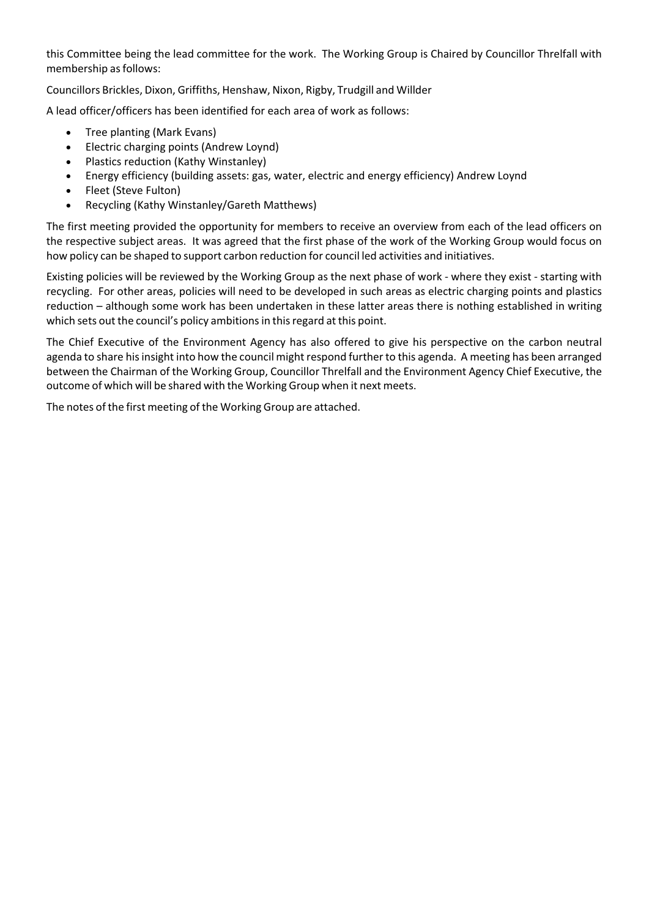this Committee being the lead committee for the work. The Working Group is Chaired by Councillor Threlfall with membership as follows:

Councillors Brickles, Dixon, Griffiths, Henshaw, Nixon, Rigby, Trudgill and Willder

A lead officer/officers has been identified for each area of work as follows:

- Tree planting (Mark Evans)
- Electric charging points (Andrew Loynd)
- Plastics reduction (Kathy Winstanley)
- Energy efficiency (building assets: gas, water, electric and energy efficiency) Andrew Loynd
- Fleet (Steve Fulton)
- Recycling (Kathy Winstanley/Gareth Matthews)

The first meeting provided the opportunity for members to receive an overview from each of the lead officers on the respective subject areas. It was agreed that the first phase of the work of the Working Group would focus on how policy can be shaped to support carbon reduction for council led activities and initiatives.

Existing policies will be reviewed by the Working Group as the next phase of work - where they exist - starting with recycling. For other areas, policies will need to be developed in such areas as electric charging points and plastics reduction – although some work has been undertaken in these latter areas there is nothing established in writing which sets out the council's policy ambitions in this regard at this point.

The Chief Executive of the Environment Agency has also offered to give his perspective on the carbon neutral agenda to share his insight into how the council might respond further to this agenda. A meeting has been arranged between the Chairman of the Working Group, Councillor Threlfall and the Environment Agency Chief Executive, the outcome of which will be shared with the Working Group when it next meets.

The notes of the first meeting of the Working Group are attached.